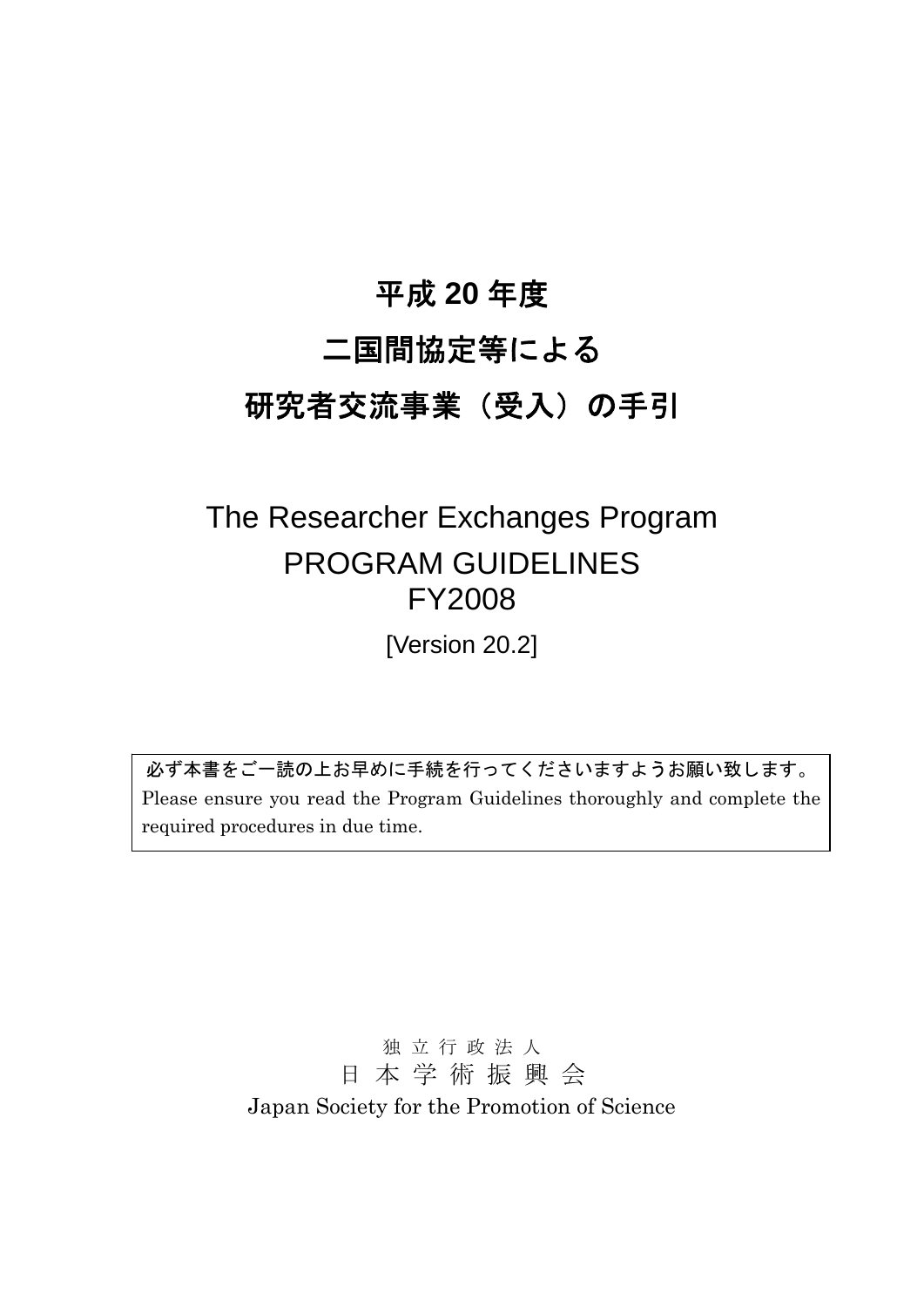# 平成 20 年度
# 二国間協定等による
# 研究者交流事業（受入）の手引

## The Researcher Exchanges Program
## PROGRAM GUIDELINES
## FY2008

[Version 20.2]

必ず本書をご一読の上お早めに手続を行ってくださいますようお願い致します。
Please ensure you read the Program Guidelines thoroughly and complete the required procedures in due time.

独 立 行 政 法 人
日 本 学 術 振 興 会
Japan Society for the Promotion of Science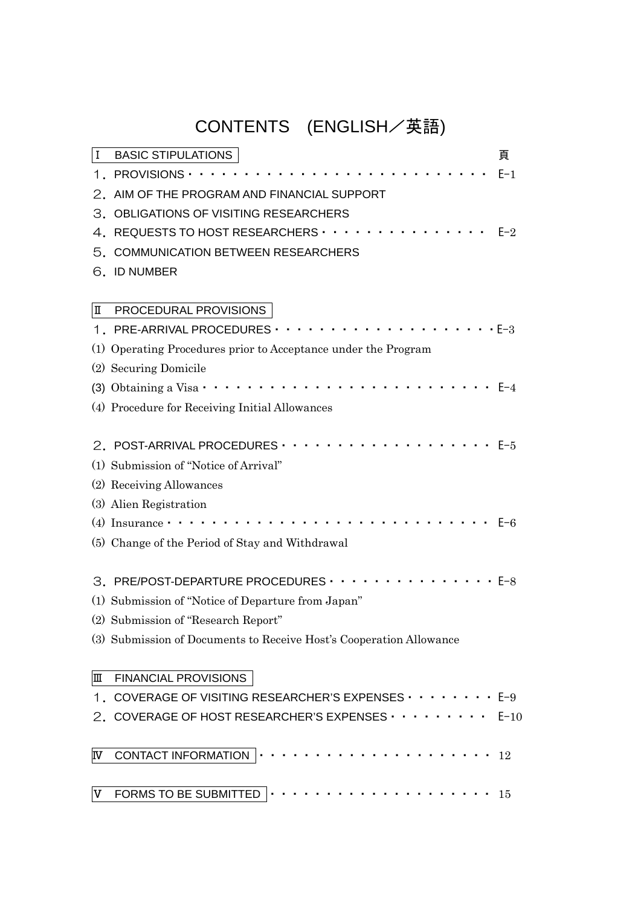# CONTENTS　(ENGLISH／英語)

| Ⅰ　BASIC STIPULATIONS | 頁 |
|---|---|
| 1. PROVISIONS | E-1 |
| 2. AIM OF THE PROGRAM AND FINANCIAL SUPPORT | |
| 3. OBLIGATIONS OF VISITING RESEARCHERS | |
| 4. REQUESTS TO HOST RESEARCHERS | E-2 |
| 5. COMMUNICATION BETWEEN RESEARCHERS | |
| 6. ID NUMBER | |
| **Ⅱ　PROCEDURAL PROVISIONS** | |
| 1. PRE-ARRIVAL PROCEDURES | E-3 |
| (1) Operating Procedures prior to Acceptance under the Program | |
| (2) Securing Domicile | |
| (3) Obtaining a Visa | E-4 |
| (4) Procedure for Receiving Initial Allowances | |
| 2. POST-ARRIVAL PROCEDURES | E-5 |
| (1) Submission of "Notice of Arrival" | |
| (2) Receiving Allowances | |
| (3) Alien Registration | |
| (4) Insurance | E-6 |
| (5) Change of the Period of Stay and Withdrawal | |
| 3. PRE/POST-DEPARTURE PROCEDURES | E-8 |
| (1) Submission of "Notice of Departure from Japan" | |
| (2) Submission of "Research Report" | |
| (3) Submission of Documents to Receive Host's Cooperation Allowance | |
| **Ⅲ　FINANCIAL PROVISIONS** | |
| 1. COVERAGE OF VISITING RESEARCHER'S EXPENSES | E-9 |
| 2. COVERAGE OF HOST RESEARCHER'S EXPENSES | E-10 |
| **Ⅳ　CONTACT INFORMATION** | 12 |
| **Ⅴ　FORMS TO BE SUBMITTED** | 15 |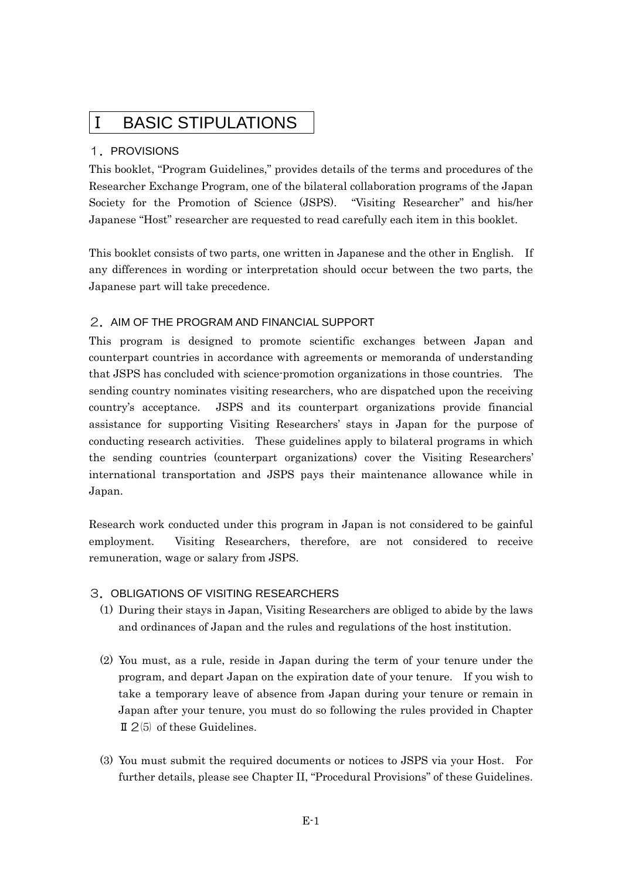# Ⅰ　BASIC STIPULATIONS

## １．PROVISIONS

This booklet, "Program Guidelines," provides details of the terms and procedures of the Researcher Exchange Program, one of the bilateral collaboration programs of the Japan Society for the Promotion of Science (JSPS). "Visiting Researcher" and his/her Japanese "Host" researcher are requested to read carefully each item in this booklet.

This booklet consists of two parts, one written in Japanese and the other in English. If any differences in wording or interpretation should occur between the two parts, the Japanese part will take precedence.

## ２．AIM OF THE PROGRAM AND FINANCIAL SUPPORT

This program is designed to promote scientific exchanges between Japan and counterpart countries in accordance with agreements or memoranda of understanding that JSPS has concluded with science-promotion organizations in those countries. The sending country nominates visiting researchers, who are dispatched upon the receiving country's acceptance. JSPS and its counterpart organizations provide financial assistance for supporting Visiting Researchers' stays in Japan for the purpose of conducting research activities. These guidelines apply to bilateral programs in which the sending countries (counterpart organizations) cover the Visiting Researchers' international transportation and JSPS pays their maintenance allowance while in Japan.

Research work conducted under this program in Japan is not considered to be gainful employment. Visiting Researchers, therefore, are not considered to receive remuneration, wage or salary from JSPS.

## ３．OBLIGATIONS OF VISITING RESEARCHERS

(1) During their stays in Japan, Visiting Researchers are obliged to abide by the laws and ordinances of Japan and the rules and regulations of the host institution.

(2) You must, as a rule, reside in Japan during the term of your tenure under the program, and depart Japan on the expiration date of your tenure. If you wish to take a temporary leave of absence from Japan during your tenure or remain in Japan after your tenure, you must do so following the rules provided in Chapter Ⅱ２(5) of these Guidelines.

(3) You must submit the required documents or notices to JSPS via your Host. For further details, please see Chapter II, "Procedural Provisions" of these Guidelines.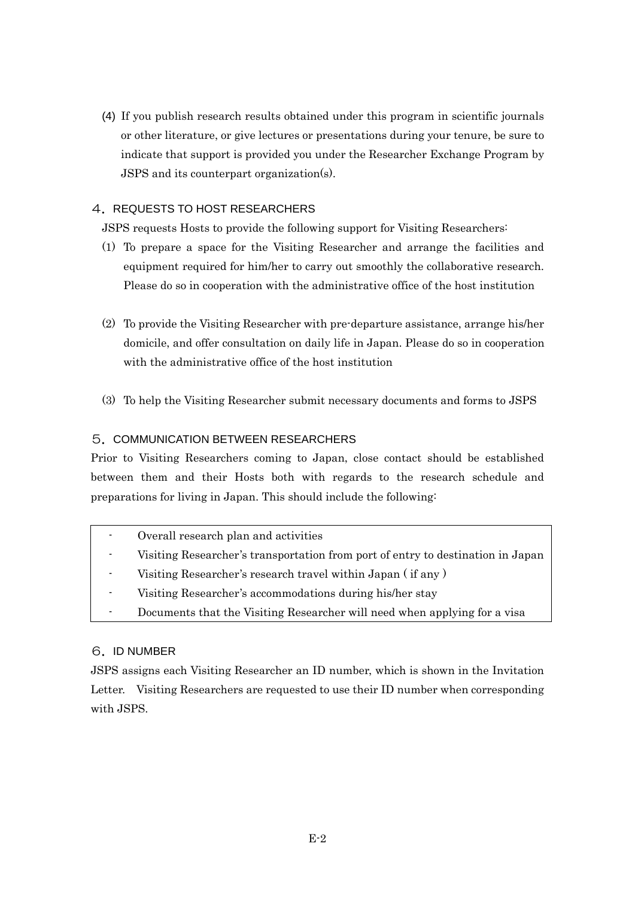(4) If you publish research results obtained under this program in scientific journals or other literature, or give lectures or presentations during your tenure, be sure to indicate that support is provided you under the Researcher Exchange Program by JSPS and its counterpart organization(s).

## ４．REQUESTS TO HOST RESEARCHERS

JSPS requests Hosts to provide the following support for Visiting Researchers:

(1) To prepare a space for the Visiting Researcher and arrange the facilities and equipment required for him/her to carry out smoothly the collaborative research. Please do so in cooperation with the administrative office of the host institution

(2) To provide the Visiting Researcher with pre-departure assistance, arrange his/her domicile, and offer consultation on daily life in Japan. Please do so in cooperation with the administrative office of the host institution

(3) To help the Visiting Researcher submit necessary documents and forms to JSPS

## ５．COMMUNICATION BETWEEN RESEARCHERS

Prior to Visiting Researchers coming to Japan, close contact should be established between them and their Hosts both with regards to the research schedule and preparations for living in Japan. This should include the following:

- Overall research plan and activities
- Visiting Researcher's transportation from port of entry to destination in Japan
- Visiting Researcher's research travel within Japan ( if any )
- Visiting Researcher's accommodations during his/her stay
- Documents that the Visiting Researcher will need when applying for a visa

## ６．ID NUMBER

JSPS assigns each Visiting Researcher an ID number, which is shown in the Invitation Letter. Visiting Researchers are requested to use their ID number when corresponding with JSPS.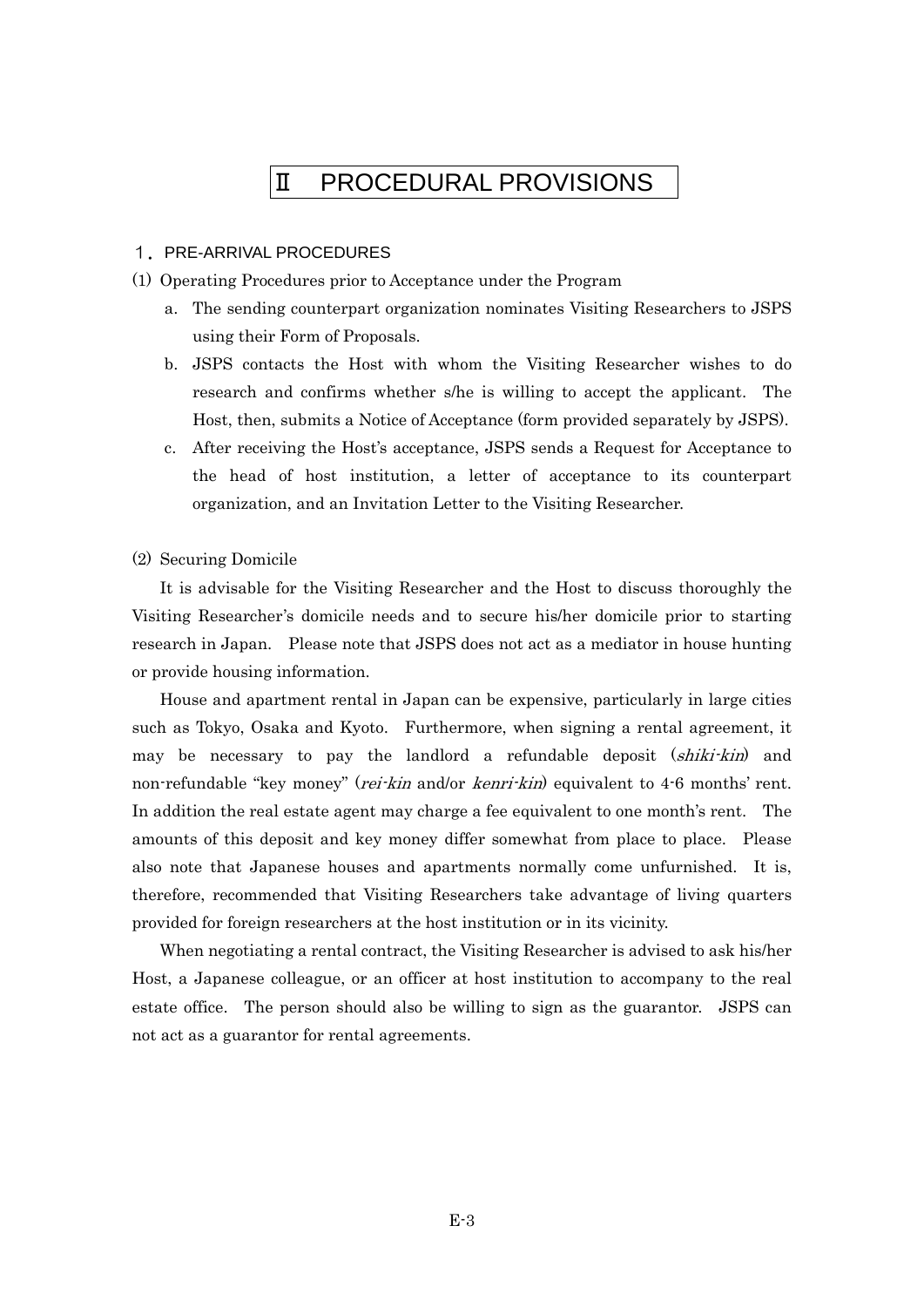# Ⅱ PROCEDURAL PROVISIONS

## １. PRE-ARRIVAL PROCEDURES

### (1) Operating Procedures prior to Acceptance under the Program

a. The sending counterpart organization nominates Visiting Researchers to JSPS using their Form of Proposals.

b. JSPS contacts the Host with whom the Visiting Researcher wishes to do research and confirms whether s/he is willing to accept the applicant. The Host, then, submits a Notice of Acceptance (form provided separately by JSPS).

c. After receiving the Host's acceptance, JSPS sends a Request for Acceptance to the head of host institution, a letter of acceptance to its counterpart organization, and an Invitation Letter to the Visiting Researcher.

### (2) Securing Domicile

It is advisable for the Visiting Researcher and the Host to discuss thoroughly the Visiting Researcher's domicile needs and to secure his/her domicile prior to starting research in Japan. Please note that JSPS does not act as a mediator in house hunting or provide housing information.

House and apartment rental in Japan can be expensive, particularly in large cities such as Tokyo, Osaka and Kyoto. Furthermore, when signing a rental agreement, it may be necessary to pay the landlord a refundable deposit (*shiki-kin*) and non-refundable "key money" (*rei-kin* and/or *kenri-kin*) equivalent to 4-6 months' rent. In addition the real estate agent may charge a fee equivalent to one month's rent. The amounts of this deposit and key money differ somewhat from place to place. Please also note that Japanese houses and apartments normally come unfurnished. It is, therefore, recommended that Visiting Researchers take advantage of living quarters provided for foreign researchers at the host institution or in its vicinity.

When negotiating a rental contract, the Visiting Researcher is advised to ask his/her Host, a Japanese colleague, or an officer at host institution to accompany to the real estate office. The person should also be willing to sign as the guarantor. JSPS can not act as a guarantor for rental agreements.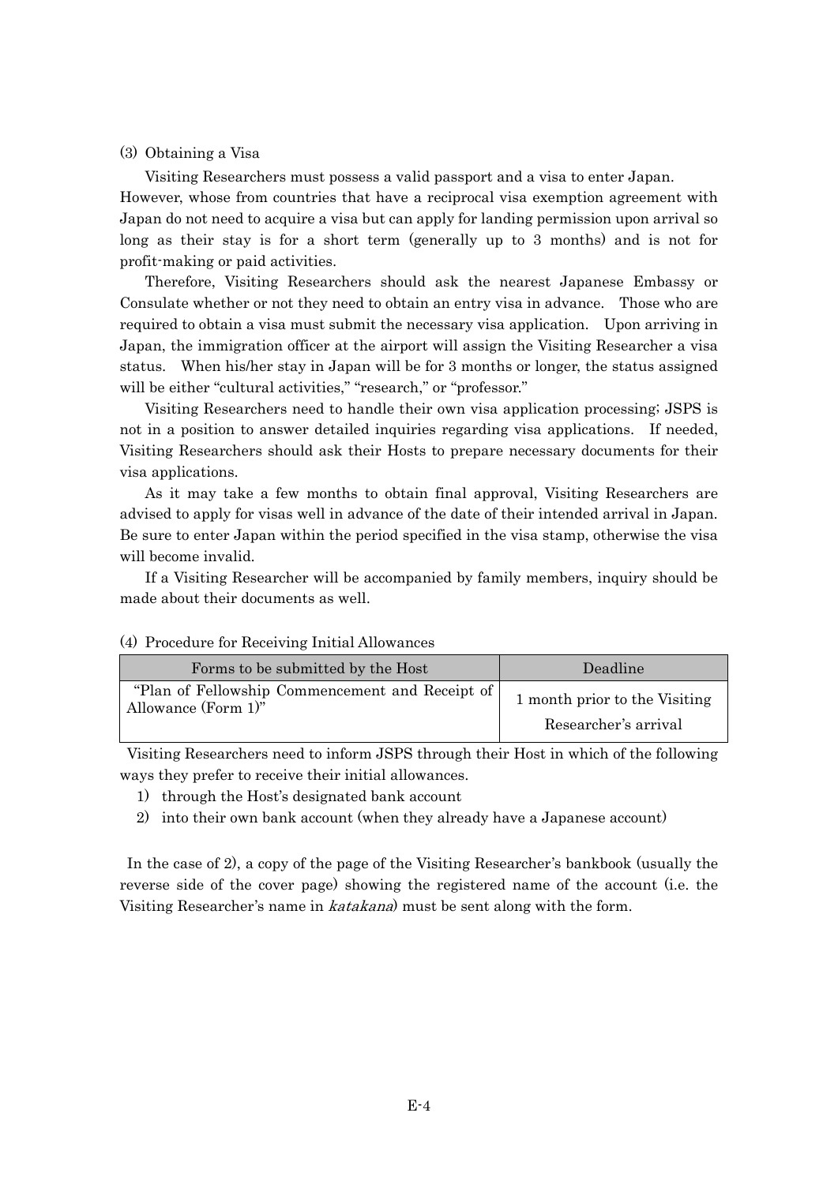### (3) Obtaining a Visa

Visiting Researchers must possess a valid passport and a visa to enter Japan. However, whose from countries that have a reciprocal visa exemption agreement with Japan do not need to acquire a visa but can apply for landing permission upon arrival so long as their stay is for a short term (generally up to 3 months) and is not for profit-making or paid activities.

Therefore, Visiting Researchers should ask the nearest Japanese Embassy or Consulate whether or not they need to obtain an entry visa in advance. Those who are required to obtain a visa must submit the necessary visa application. Upon arriving in Japan, the immigration officer at the airport will assign the Visiting Researcher a visa status. When his/her stay in Japan will be for 3 months or longer, the status assigned will be either "cultural activities," "research," or "professor."

Visiting Researchers need to handle their own visa application processing; JSPS is not in a position to answer detailed inquiries regarding visa applications. If needed, Visiting Researchers should ask their Hosts to prepare necessary documents for their visa applications.

As it may take a few months to obtain final approval, Visiting Researchers are advised to apply for visas well in advance of the date of their intended arrival in Japan. Be sure to enter Japan within the period specified in the visa stamp, otherwise the visa will become invalid.

If a Visiting Researcher will be accompanied by family members, inquiry should be made about their documents as well.

### (4) Procedure for Receiving Initial Allowances

| Forms to be submitted by the Host | Deadline |
|---|---|
| "Plan of Fellowship Commencement and Receipt of Allowance (Form 1)" | 1 month prior to the Visiting Researcher's arrival |

Visiting Researchers need to inform JSPS through their Host in which of the following ways they prefer to receive their initial allowances.

1) through the Host's designated bank account
2) into their own bank account (when they already have a Japanese account)

In the case of 2), a copy of the page of the Visiting Researcher's bankbook (usually the reverse side of the cover page) showing the registered name of the account (i.e. the Visiting Researcher's name in *katakana*) must be sent along with the form.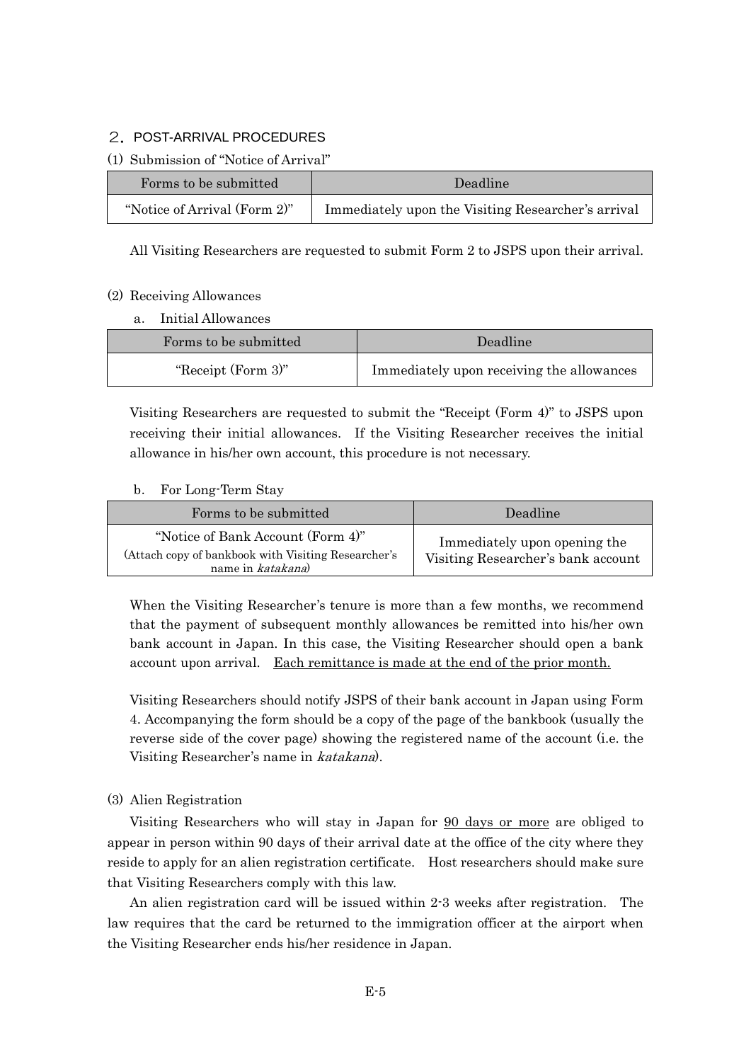## ２. POST-ARRIVAL PROCEDURES

(1) Submission of "Notice of Arrival"

| Forms to be submitted | Deadline |
|---|---|
| "Notice of Arrival (Form 2)" | Immediately upon the Visiting Researcher's arrival |

All Visiting Researchers are requested to submit Form 2 to JSPS upon their arrival.

(2) Receiving Allowances

a. Initial Allowances

| Forms to be submitted | Deadline |
|---|---|
| "Receipt (Form 3)" | Immediately upon receiving the allowances |

Visiting Researchers are requested to submit the "Receipt (Form 4)" to JSPS upon receiving their initial allowances. If the Visiting Researcher receives the initial allowance in his/her own account, this procedure is not necessary.

b. For Long-Term Stay

| Forms to be submitted | Deadline |
|---|---|
| "Notice of Bank Account (Form 4)" (Attach copy of bankbook with Visiting Researcher's name in *katakana*) | Immediately upon opening the Visiting Researcher's bank account |

When the Visiting Researcher's tenure is more than a few months, we recommend that the payment of subsequent monthly allowances be remitted into his/her own bank account in Japan. In this case, the Visiting Researcher should open a bank account upon arrival. Each remittance is made at the end of the prior month.

Visiting Researchers should notify JSPS of their bank account in Japan using Form 4. Accompanying the form should be a copy of the page of the bankbook (usually the reverse side of the cover page) showing the registered name of the account (i.e. the Visiting Researcher's name in *katakana*).

(3) Alien Registration

Visiting Researchers who will stay in Japan for 90 days or more are obliged to appear in person within 90 days of their arrival date at the office of the city where they reside to apply for an alien registration certificate. Host researchers should make sure that Visiting Researchers comply with this law.

An alien registration card will be issued within 2-3 weeks after registration. The law requires that the card be returned to the immigration officer at the airport when the Visiting Researcher ends his/her residence in Japan.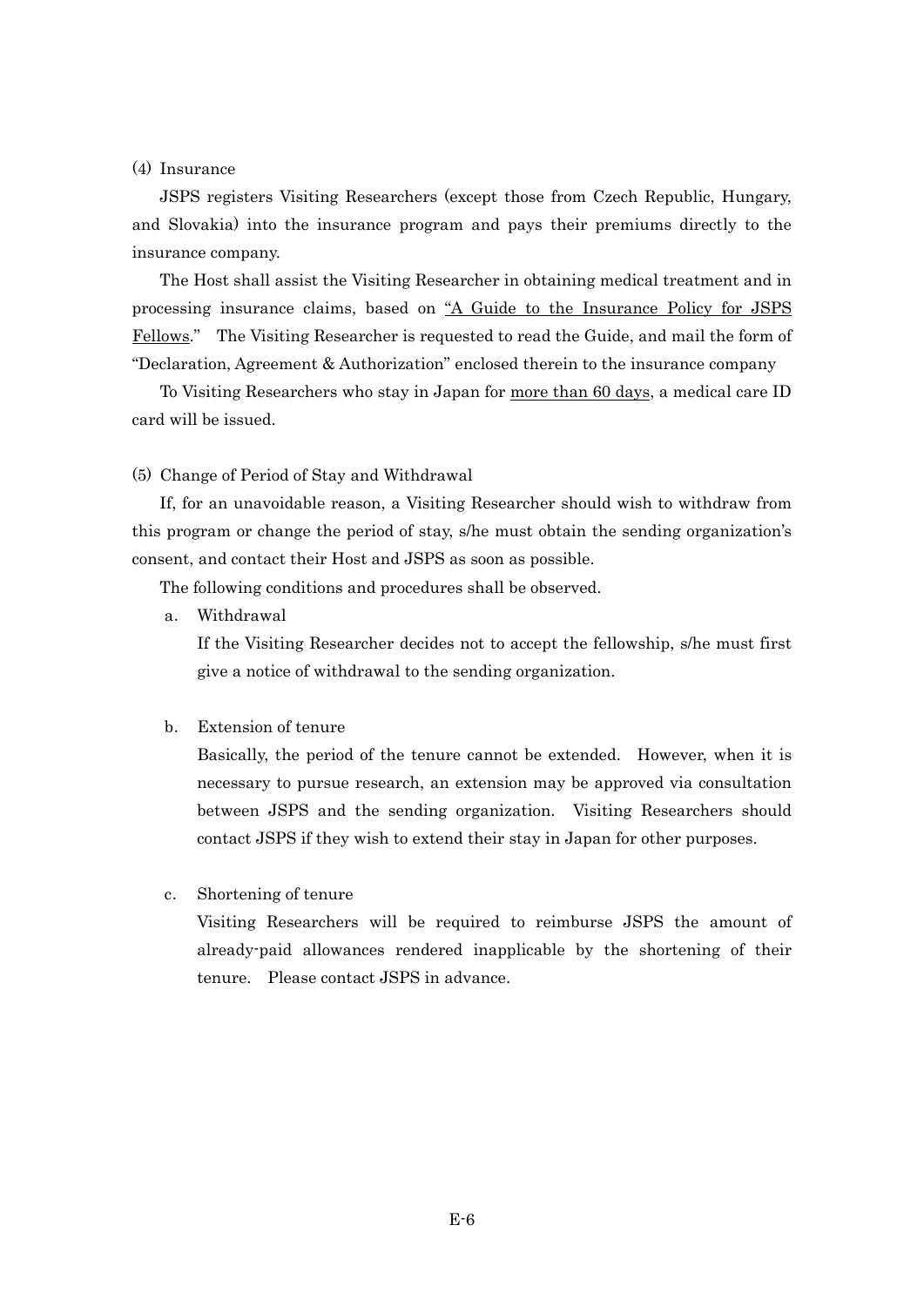(4) Insurance

JSPS registers Visiting Researchers (except those from Czech Republic, Hungary, and Slovakia) into the insurance program and pays their premiums directly to the insurance company.

The Host shall assist the Visiting Researcher in obtaining medical treatment and in processing insurance claims, based on "A Guide to the Insurance Policy for JSPS Fellows." The Visiting Researcher is requested to read the Guide, and mail the form of "Declaration, Agreement & Authorization" enclosed therein to the insurance company

To Visiting Researchers who stay in Japan for more than 60 days, a medical care ID card will be issued.

(5) Change of Period of Stay and Withdrawal

If, for an unavoidable reason, a Visiting Researcher should wish to withdraw from this program or change the period of stay, s/he must obtain the sending organization's consent, and contact their Host and JSPS as soon as possible.

The following conditions and procedures shall be observed.

a. Withdrawal

   If the Visiting Researcher decides not to accept the fellowship, s/he must first give a notice of withdrawal to the sending organization.

b. Extension of tenure

   Basically, the period of the tenure cannot be extended. However, when it is necessary to pursue research, an extension may be approved via consultation between JSPS and the sending organization. Visiting Researchers should contact JSPS if they wish to extend their stay in Japan for other purposes.

c. Shortening of tenure

   Visiting Researchers will be required to reimburse JSPS the amount of already-paid allowances rendered inapplicable by the shortening of their tenure. Please contact JSPS in advance.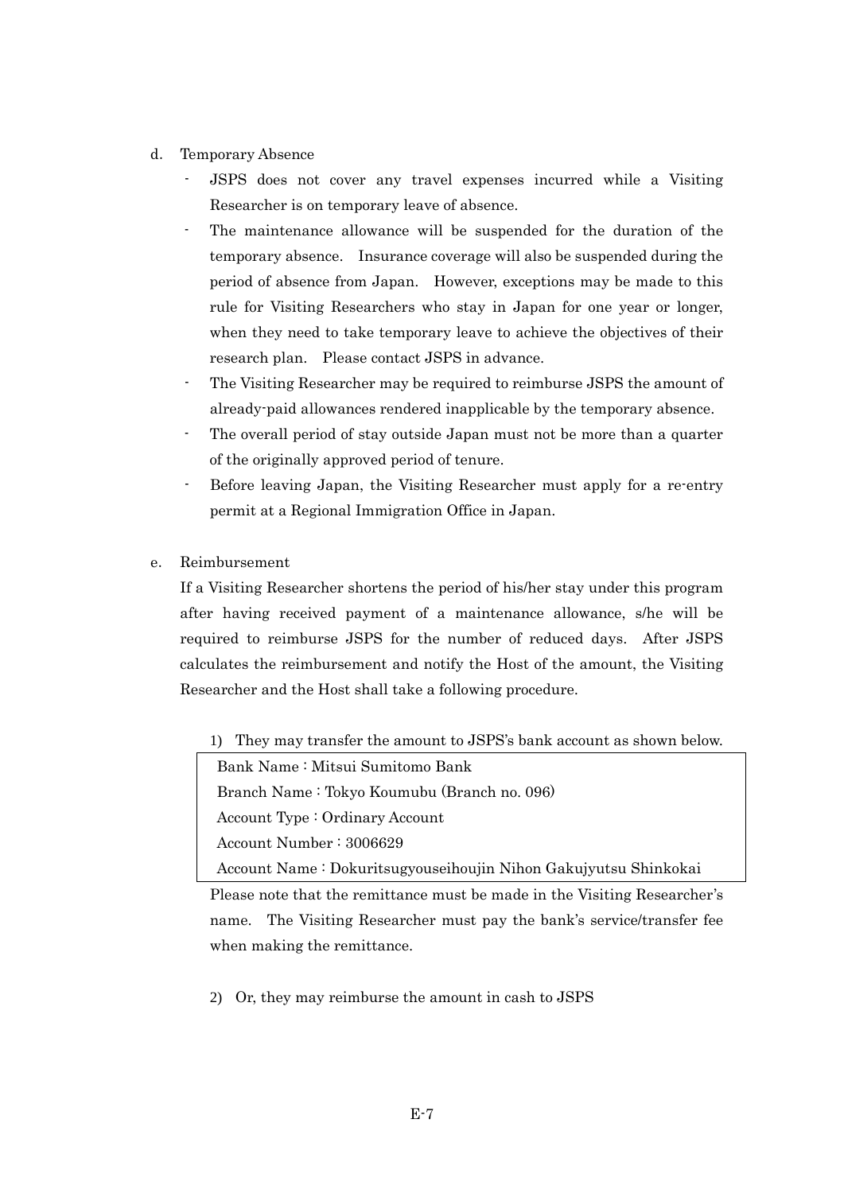d. Temporary Absence

- JSPS does not cover any travel expenses incurred while a Visiting Researcher is on temporary leave of absence.
- The maintenance allowance will be suspended for the duration of the temporary absence. Insurance coverage will also be suspended during the period of absence from Japan. However, exceptions may be made to this rule for Visiting Researchers who stay in Japan for one year or longer, when they need to take temporary leave to achieve the objectives of their research plan. Please contact JSPS in advance.
- The Visiting Researcher may be required to reimburse JSPS the amount of already-paid allowances rendered inapplicable by the temporary absence.
- The overall period of stay outside Japan must not be more than a quarter of the originally approved period of tenure.
- Before leaving Japan, the Visiting Researcher must apply for a re-entry permit at a Regional Immigration Office in Japan.

e. Reimbursement

If a Visiting Researcher shortens the period of his/her stay under this program after having received payment of a maintenance allowance, s/he will be required to reimburse JSPS for the number of reduced days. After JSPS calculates the reimbursement and notify the Host of the amount, the Visiting Researcher and the Host shall take a following procedure.

1) They may transfer the amount to JSPS's bank account as shown below.

| Bank Name : Mitsui Sumitomo Bank<br>Branch Name : Tokyo Koumubu (Branch no. 096)<br>Account Type : Ordinary Account<br>Account Number : 3006629<br>Account Name : Dokuritsugyouseihoujin Nihon Gakujyutsu Shinkokai |
|---|

Please note that the remittance must be made in the Visiting Researcher's name. The Visiting Researcher must pay the bank's service/transfer fee when making the remittance.

2) Or, they may reimburse the amount in cash to JSPS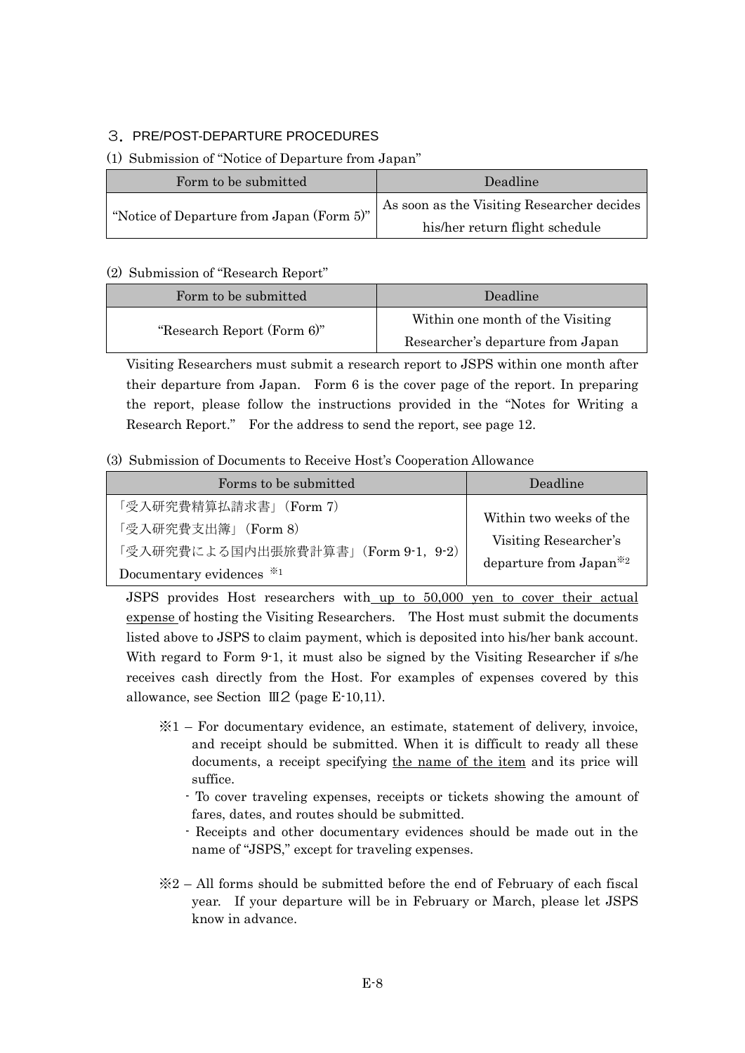## ３. PRE/POST-DEPARTURE PROCEDURES

(1) Submission of "Notice of Departure from Japan"

| Form to be submitted | Deadline |
|---|---|
| "Notice of Departure from Japan (Form 5)" | As soon as the Visiting Researcher decides his/her return flight schedule |

(2) Submission of "Research Report"

| Form to be submitted | Deadline |
|---|---|
| "Research Report (Form 6)" | Within one month of the Visiting Researcher's departure from Japan |

Visiting Researchers must submit a research report to JSPS within one month after their departure from Japan. Form 6 is the cover page of the report. In preparing the report, please follow the instructions provided in the "Notes for Writing a Research Report." For the address to send the report, see page 12.

(3) Submission of Documents to Receive Host's Cooperation Allowance

| Forms to be submitted | Deadline |
|---|---|
| 「受入研究費精算払請求書」(Form 7)<br>「受入研究費支出簿」(Form 8)<br>「受入研究費による国内出張旅費計算書」(Form 9-1, 9-2)<br>Documentary evidences ※1 | Within two weeks of the Visiting Researcher's departure from Japan※2 |

JSPS provides Host researchers with up to 50,000 yen to cover their actual expense of hosting the Visiting Researchers. The Host must submit the documents listed above to JSPS to claim payment, which is deposited into his/her bank account. With regard to Form 9-1, it must also be signed by the Visiting Researcher if s/he receives cash directly from the Host. For examples of expenses covered by this allowance, see Section Ⅲ２ (page E-10,11).

※1 – For documentary evidence, an estimate, statement of delivery, invoice, and receipt should be submitted. When it is difficult to ready all these documents, a receipt specifying the name of the item and its price will suffice.
- To cover traveling expenses, receipts or tickets showing the amount of fares, dates, and routes should be submitted.
- Receipts and other documentary evidences should be made out in the name of "JSPS," except for traveling expenses.

※2 – All forms should be submitted before the end of February of each fiscal year. If your departure will be in February or March, please let JSPS know in advance.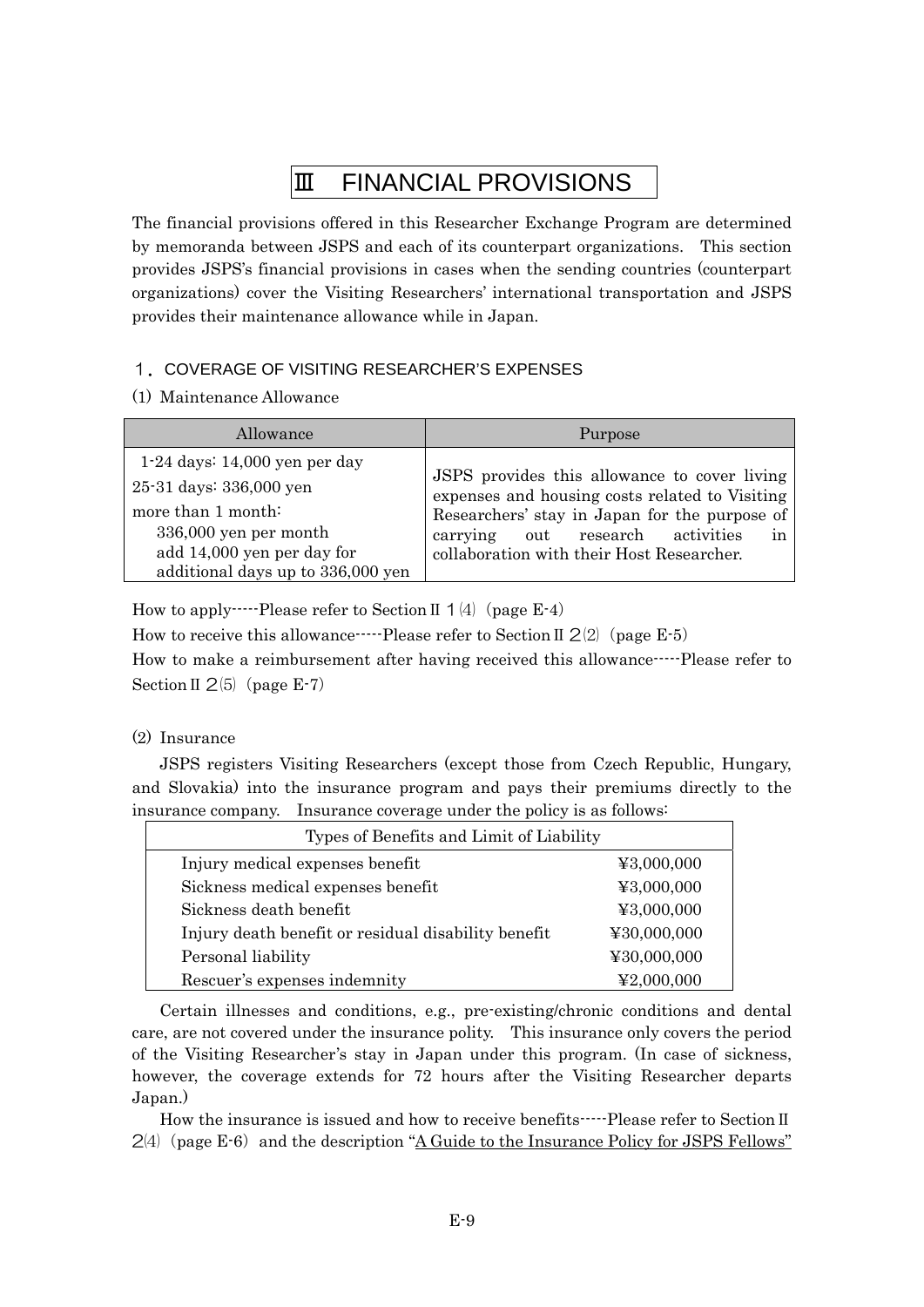# Ⅲ FINANCIAL PROVISIONS

The financial provisions offered in this Researcher Exchange Program are determined by memoranda between JSPS and each of its counterpart organizations. This section provides JSPS's financial provisions in cases when the sending countries (counterpart organizations) cover the Visiting Researchers' international transportation and JSPS provides their maintenance allowance while in Japan.

## 1. COVERAGE OF VISITING RESEARCHER'S EXPENSES

### (1) Maintenance Allowance

| Allowance | Purpose |
|---|---|
| 1-24 days: 14,000 yen per day<br>25-31 days: 336,000 yen<br>more than 1 month:<br>336,000 yen per month<br>add 14,000 yen per day for additional days up to 336,000 yen | JSPS provides this allowance to cover living expenses and housing costs related to Visiting Researchers' stay in Japan for the purpose of carrying out research activities in collaboration with their Host Researcher. |

How to apply-----Please refer to Section Ⅱ 1(4) (page E-4)

How to receive this allowance-----Please refer to Section Ⅱ 2(2) (page E-5)

How to make a reimbursement after having received this allowance-----Please refer to Section Ⅱ 2(5) (page E-7)

### (2) Insurance

JSPS registers Visiting Researchers (except those from Czech Republic, Hungary, and Slovakia) into the insurance program and pays their premiums directly to the insurance company. Insurance coverage under the policy is as follows:

| Types of Benefits and Limit of Liability | |
|---|---|
| Injury medical expenses benefit | ¥3,000,000 |
| Sickness medical expenses benefit | ¥3,000,000 |
| Sickness death benefit | ¥3,000,000 |
| Injury death benefit or residual disability benefit | ¥30,000,000 |
| Personal liability | ¥30,000,000 |
| Rescuer's expenses indemnity | ¥2,000,000 |

Certain illnesses and conditions, e.g., pre-existing/chronic conditions and dental care, are not covered under the insurance polity. This insurance only covers the period of the Visiting Researcher's stay in Japan under this program. (In case of sickness, however, the coverage extends for 72 hours after the Visiting Researcher departs Japan.)

How the insurance is issued and how to receive benefits-----Please refer to Section Ⅱ 2(4) (page E-6) and the description "A Guide to the Insurance Policy for JSPS Fellows"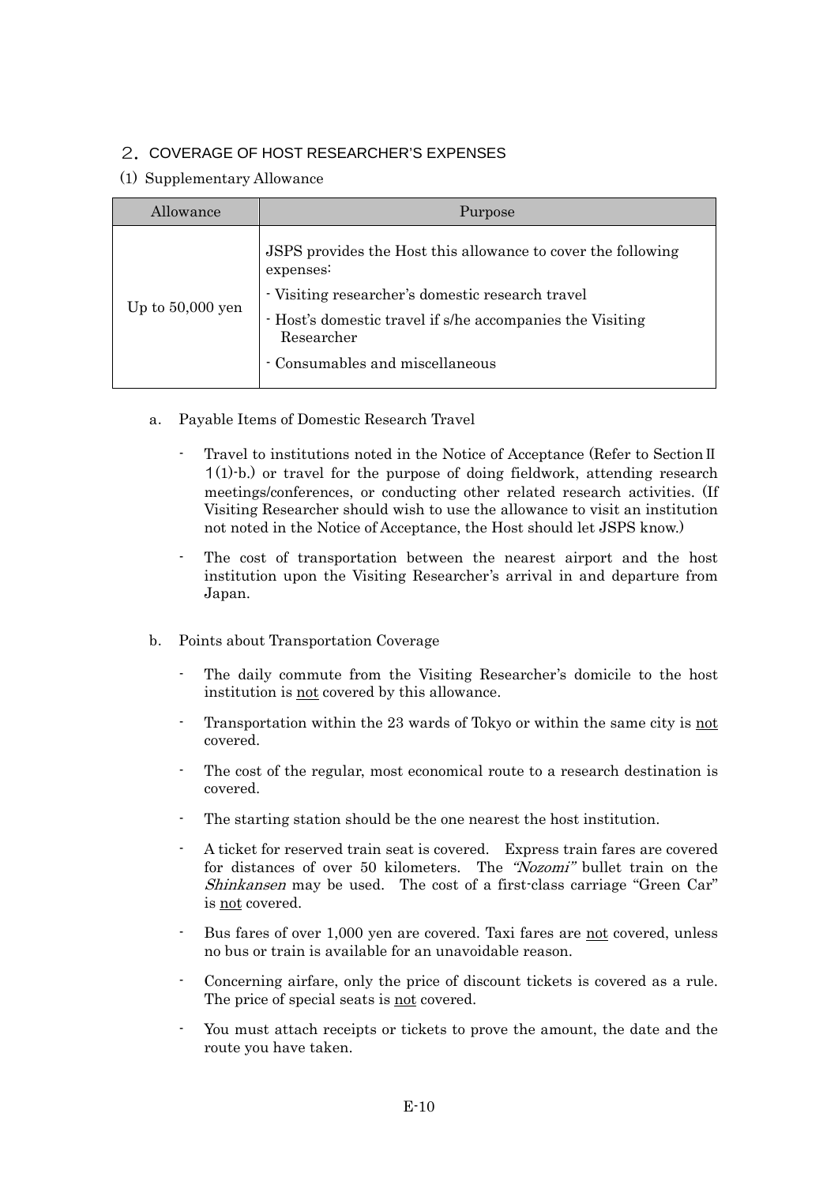## ２. COVERAGE OF HOST RESEARCHER'S EXPENSES

(1) Supplementary Allowance

| Allowance | Purpose |
|---|---|
| Up to 50,000 yen | JSPS provides the Host this allowance to cover the following expenses:<br>- Visiting researcher's domestic research travel<br>- Host's domestic travel if s/he accompanies the Visiting Researcher<br>- Consumables and miscellaneous |

a. Payable Items of Domestic Research Travel

- Travel to institutions noted in the Notice of Acceptance (Refer to Section Ⅱ 1(1)-b.) or travel for the purpose of doing fieldwork, attending research meetings/conferences, or conducting other related research activities. (If Visiting Researcher should wish to use the allowance to visit an institution not noted in the Notice of Acceptance, the Host should let JSPS know.)
- The cost of transportation between the nearest airport and the host institution upon the Visiting Researcher's arrival in and departure from Japan.

b. Points about Transportation Coverage

- The daily commute from the Visiting Researcher's domicile to the host institution is not covered by this allowance.
- Transportation within the 23 wards of Tokyo or within the same city is not covered.
- The cost of the regular, most economical route to a research destination is covered.
- The starting station should be the one nearest the host institution.
- A ticket for reserved train seat is covered. Express train fares are covered for distances of over 50 kilometers. The *"Nozomi"* bullet train on the *Shinkansen* may be used. The cost of a first-class carriage "Green Car" is not covered.
- Bus fares of over 1,000 yen are covered. Taxi fares are not covered, unless no bus or train is available for an unavoidable reason.
- Concerning airfare, only the price of discount tickets is covered as a rule. The price of special seats is not covered.
- You must attach receipts or tickets to prove the amount, the date and the route you have taken.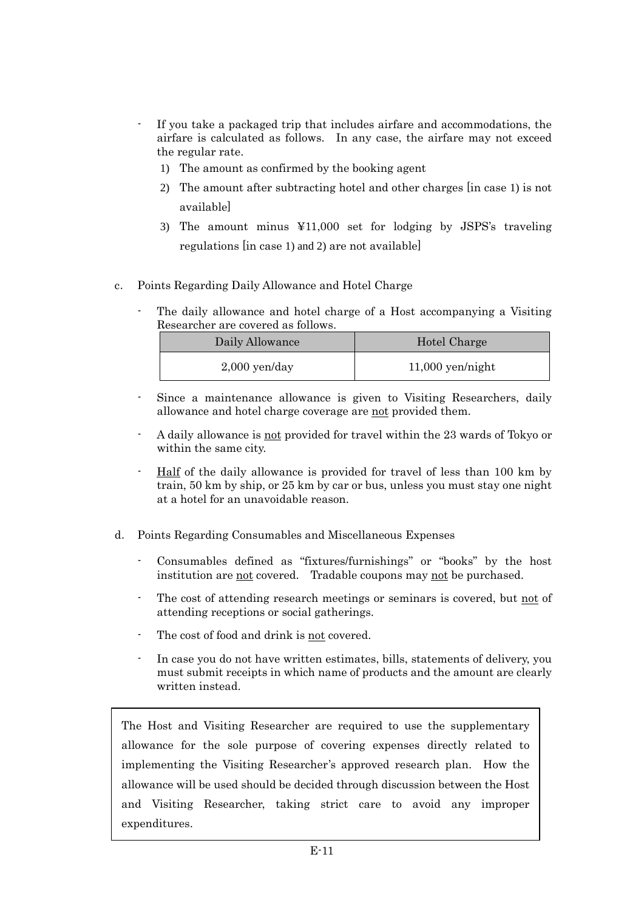- If you take a packaged trip that includes airfare and accommodations, the airfare is calculated as follows. In any case, the airfare may not exceed the regular rate.
  1) The amount as confirmed by the booking agent
  2) The amount after subtracting hotel and other charges [in case 1) is not available]
  3) The amount minus ¥11,000 set for lodging by JSPS's traveling regulations [in case 1) and 2) are not available]

c. Points Regarding Daily Allowance and Hotel Charge

- The daily allowance and hotel charge of a Host accompanying a Visiting Researcher are covered as follows.

| Daily Allowance | Hotel Charge |
|---|---|
| 2,000 yen/day | 11,000 yen/night |

- Since a maintenance allowance is given to Visiting Researchers, daily allowance and hotel charge coverage are not provided them.
- A daily allowance is not provided for travel within the 23 wards of Tokyo or within the same city.
- Half of the daily allowance is provided for travel of less than 100 km by train, 50 km by ship, or 25 km by car or bus, unless you must stay one night at a hotel for an unavoidable reason.

d. Points Regarding Consumables and Miscellaneous Expenses

- Consumables defined as "fixtures/furnishings" or "books" by the host institution are not covered. Tradable coupons may not be purchased.
- The cost of attending research meetings or seminars is covered, but not of attending receptions or social gatherings.
- The cost of food and drink is not covered.
- In case you do not have written estimates, bills, statements of delivery, you must submit receipts in which name of products and the amount are clearly written instead.

> The Host and Visiting Researcher are required to use the supplementary allowance for the sole purpose of covering expenses directly related to implementing the Visiting Researcher's approved research plan. How the allowance will be used should be decided through discussion between the Host and Visiting Researcher, taking strict care to avoid any improper expenditures.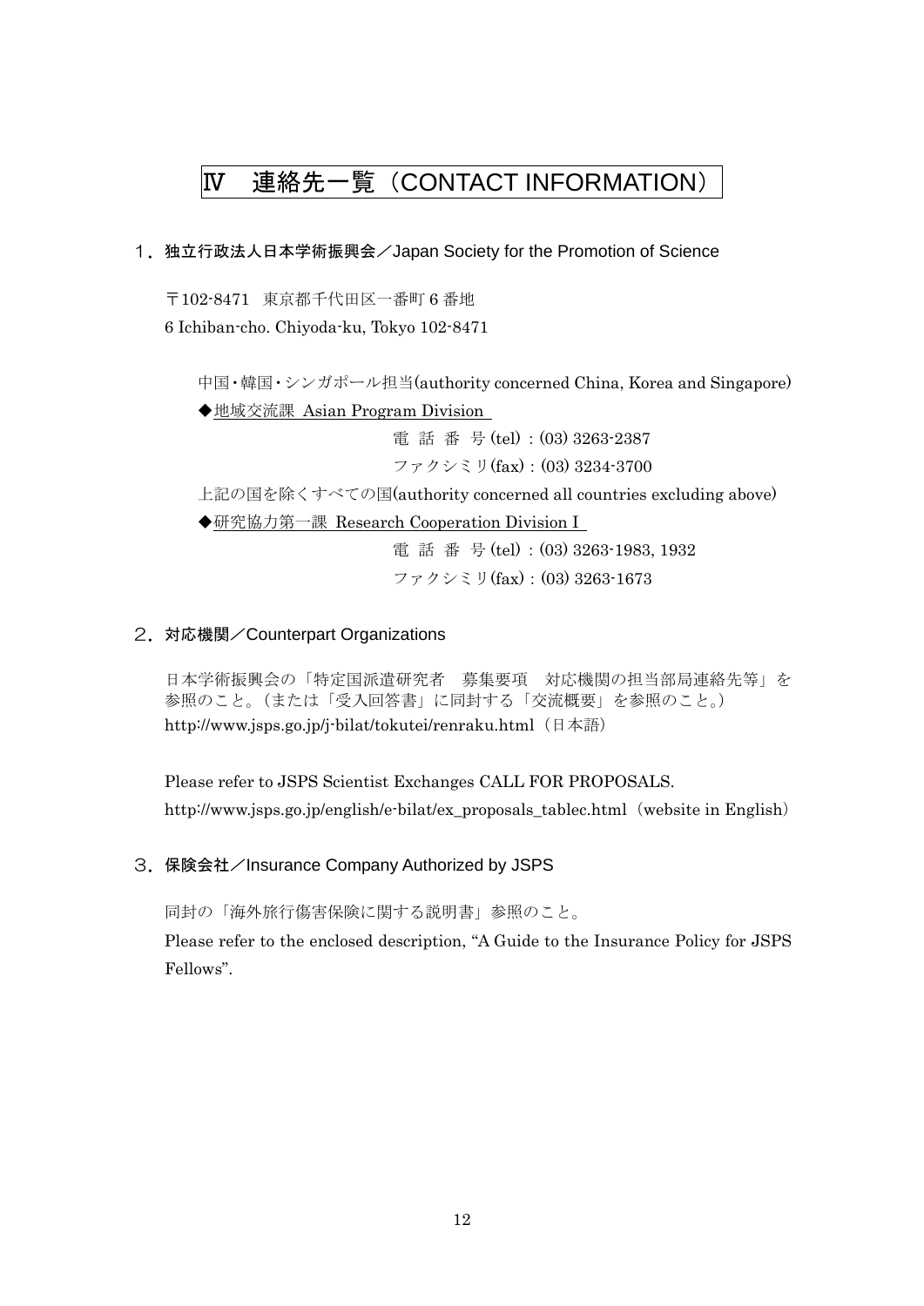# Ⅳ　連絡先一覧（CONTACT INFORMATION）

## １．独立行政法人日本学術振興会／Japan Society for the Promotion of Science

〒102-8471　東京都千代田区一番町６番地
6 Ichiban-cho. Chiyoda-ku, Tokyo 102-8471

中国･韓国･シンガポール担当(authority concerned China, Korea and Singapore)

◆地域交流課　Asian Program Division

電　話　番　号 (tel)：(03) 3263-2387
ファクシミリ(fax)：(03) 3234-3700

上記の国を除くすべての国(authority concerned all countries excluding above)

◆研究協力第一課　Research Cooperation Division I

電　話　番　号 (tel)：(03) 3263-1983, 1932
ファクシミリ(fax)：(03) 3263-1673

## ２．対応機関／Counterpart Organizations

日本学術振興会の「特定国派遣研究者　募集要項　対応機関の担当部局連絡先等」を参照のこと。（または「受入回答書」に同封する「交流概要」を参照のこと。）
http://www.jsps.go.jp/j-bilat/tokutei/renraku.html（日本語）

Please refer to JSPS Scientist Exchanges CALL FOR PROPOSALS.
http://www.jsps.go.jp/english/e-bilat/ex_proposals_tablec.html（website in English）

## ３．保険会社／Insurance Company Authorized by JSPS

同封の「海外旅行傷害保険に関する説明書」参照のこと。
Please refer to the enclosed description, "A Guide to the Insurance Policy for JSPS Fellows".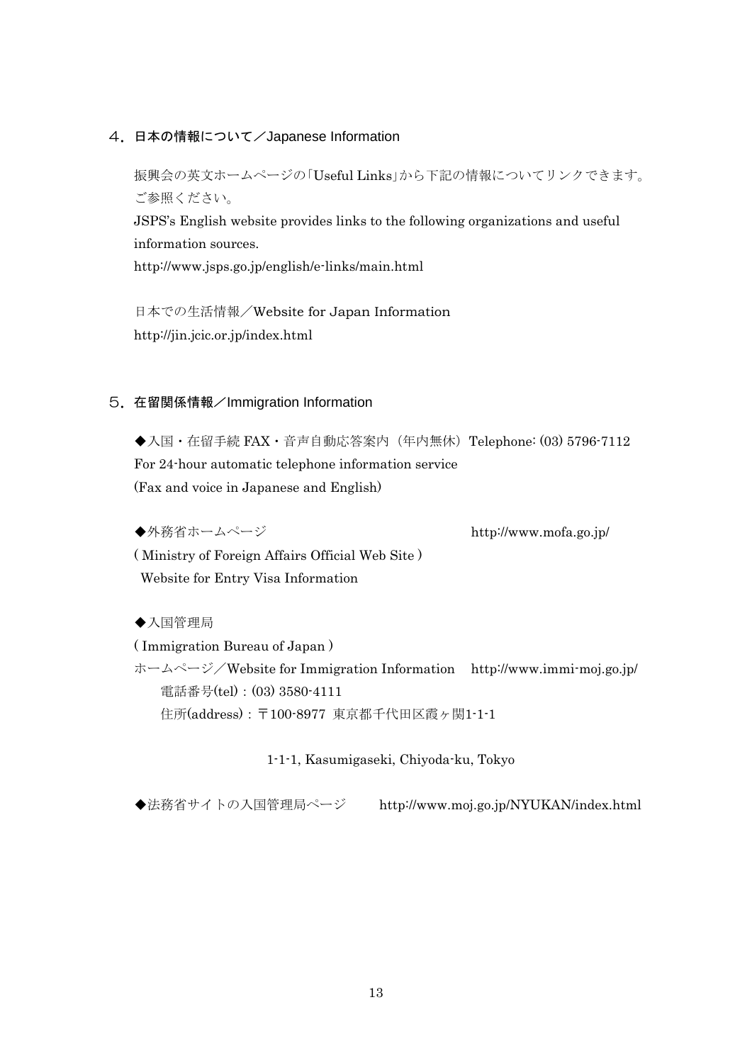## ４．日本の情報について／Japanese Information

振興会の英文ホームページの「Useful Links」から下記の情報についてリンクできます。ご参照ください。

JSPS's English website provides links to the following organizations and useful information sources.

http://www.jsps.go.jp/english/e-links/main.html

日本での生活情報／Website for Japan Information

http://jin.jcic.or.jp/index.html

## ５．在留関係情報／Immigration Information

◆入国・在留手続 FAX・音声自動応答案内（年内無休）Telephone: (03) 5796-7112

For 24-hour automatic telephone information service

(Fax and voice in Japanese and English)

◆外務省ホームページ　http://www.mofa.go.jp/

( Ministry of Foreign Affairs Official Web Site )

Website for Entry Visa Information

◆入国管理局

( Immigration Bureau of Japan )

ホームページ／Website for Immigration Information　http://www.immi-moj.go.jp/

電話番号(tel)：(03) 3580-4111

住所(address)：〒100-8977 東京都千代田区霞ヶ関1-1-1

1-1-1, Kasumigaseki, Chiyoda-ku, Tokyo

◆法務省サイトの入国管理局ページ　http://www.moj.go.jp/NYUKAN/index.html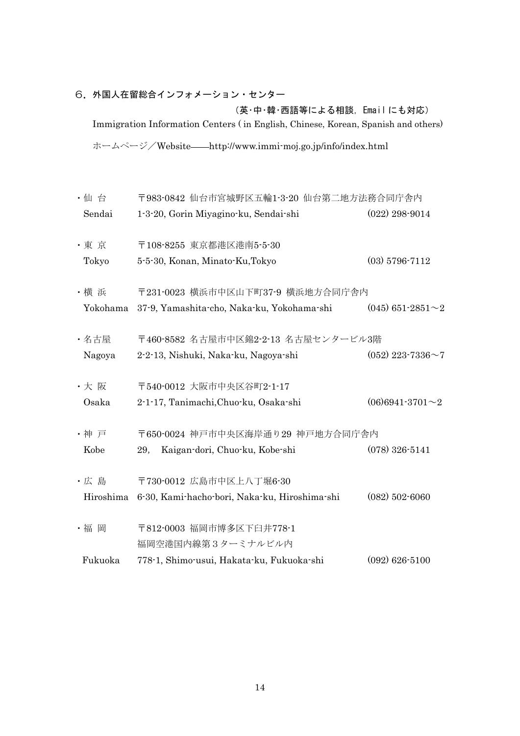## ６．外国人在留総合インフォメーション・センター

（英･中･韓･西語等による相談，Email にも対応）

Immigration Information Centers ( in English, Chinese, Korean, Spanish and others)

ホームページ／Website――http://www.immi-moj.go.jp/info/index.html

・仙 台　〒983-0842 仙台市宮城野区五輪1-3-20 仙台第二地方法務合同庁舎内
Sendai　1-3-20, Gorin Miyagino-ku, Sendai-shi　(022) 298-9014

・東 京　〒108-8255 東京都港区港南5-5-30
Tokyo　5-5-30, Konan, Minato-Ku,Tokyo　(03) 5796-7112

・横 浜　〒231-0023 横浜市中区山下町37-9 横浜地方合同庁舎内
Yokohama　37-9, Yamashita-cho, Naka-ku, Yokohama-shi　(045) 651-2851～2

・名古屋　〒460-8582 名古屋市中区錦2-2-13 名古屋センタービル3階
Nagoya　2-2-13, Nishuki, Naka-ku, Nagoya-shi　(052) 223-7336～7

・大 阪　〒540-0012 大阪市中央区谷町2-1-17
Osaka　2-1-17, Tanimachi,Chuo-ku, Osaka-shi　(06)6941-3701～2

・神 戸　〒650-0024 神戸市中央区海岸通り29 神戸地方合同庁舎内
Kobe　29,　Kaigan-dori, Chuo-ku, Kobe-shi　(078) 326-5141

・広 島　〒730-0012 広島市中区上八丁堀6-30
Hiroshima　6-30, Kami-hacho-bori, Naka-ku, Hiroshima-shi　(082) 502-6060

・福 岡　〒812-0003 福岡市博多区下臼井778-1
福岡空港国内線第３ターミナルビル内
Fukuoka　778-1, Shimo-usui, Hakata-ku, Fukuoka-shi　(092) 626-5100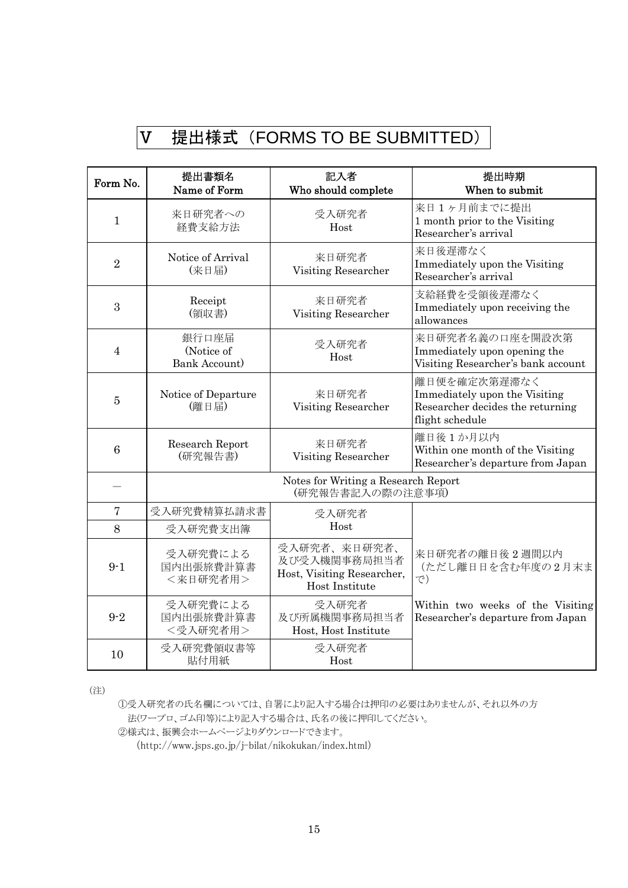# Ⅴ　提出様式（FORMS TO BE SUBMITTED）

| Form No. | 提出書類名<br>Name of Form | 記入者<br>Who should complete | 提出時期<br>When to submit |
|---|---|---|---|
| 1 | 来日研究者への<br>経費支給方法 | 受入研究者<br>Host | 来日１ヶ月前までに提出<br>1 month prior to the Visiting Researcher's arrival |
| 2 | Notice of Arrival<br>(来日届) | 来日研究者<br>Visiting Researcher | 来日後遅滞なく<br>Immediately upon the Visiting Researcher's arrival |
| 3 | Receipt<br>(領収書) | 来日研究者<br>Visiting Researcher | 支給経費を受領後遅滞なく<br>Immediately upon receiving the allowances |
| 4 | 銀行口座届<br>(Notice of Bank Account) | 受入研究者<br>Host | 来日研究者名義の口座を開設次第<br>Immediately upon opening the Visiting Researcher's bank account |
| 5 | Notice of Departure<br>(離日届) | 来日研究者<br>Visiting Researcher | 離日便を確定次第遅滞なく<br>Immediately upon the Visiting Researcher decides the returning flight schedule |
| 6 | Research Report<br>(研究報告書) | 来日研究者<br>Visiting Researcher | 離日後１か月以内<br>Within one month of the Visiting Researcher's departure from Japan |
| — | Notes for Writing a Research Report<br>(研究報告書記入の際の注意事項) | | |
| 7 | 受入研究費精算払請求書 | 受入研究者<br>Host | 来日研究者の離日後２週間以内（ただし離日日を含む年度の２月末まで）<br>Within two weeks of the Visiting Researcher's departure from Japan |
| 8 | 受入研究費支出簿 | | |
| 9-1 | 受入研究費による<br>国内出張旅費計算書<br>＜来日研究者用＞ | 受入研究者、来日研究者、<br>及び受入機関事務局担当者<br>Host, Visiting Researcher, Host Institute | |
| 9-2 | 受入研究費による<br>国内出張旅費計算書<br>＜受入研究者用＞ | 受入研究者<br>及び所属機関事務局担当者<br>Host, Host Institute | |
| 10 | 受入研究費領収書等<br>貼付用紙 | 受入研究者<br>Host | |

(注)

①受入研究者の氏名欄については、自署により記入する場合は押印の必要はありませんが、それ以外の方法(ワープロ、ゴム印等)により記入する場合は、氏名の後に押印してください。

②様式は、振興会ホームページよりダウンロードできます。
(http://www.jsps.go.jp/j-bilat/nikokukan/index.html)